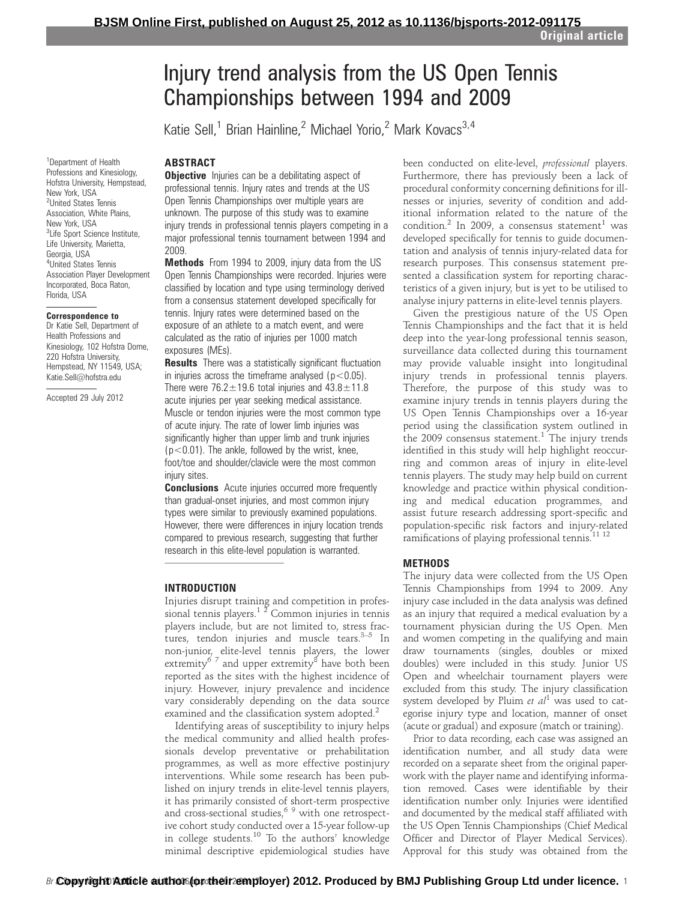# Injury trend analysis from the US Open Tennis Championships between 1994 and 2009

Katie Sell,[1] Brian Hainline,[2] Michael Yorio,[2] Mark Kovacs[3,4]

[1]Department of Health Professions and Kinesiology, Hofstra University, Hempstead, New York, USA
[2]United States Tennis Association, White Plains, New York, USA
[3]Life Sport Science Institute, Life University, Marietta, Georgia, USA
[4]United States Tennis Association Player Development Incorporated, Boca Raton, Florida, USA

**Correspondence to**
Dr Katie Sell, Department of Health Professions and Kinesiology, 102 Hofstra Dome, 220 Hofstra University, Hempstead, NY 11549, USA; Katie.Sell@hofstra.edu

Accepted 29 July 2012

## ABSTRACT

**Objective** Injuries can be a debilitating aspect of professional tennis. Injury rates and trends at the US Open Tennis Championships over multiple years are unknown. The purpose of this study was to examine injury trends in professional tennis players competing in a major professional tennis tournament between 1994 and 2009.

**Methods** From 1994 to 2009, injury data from the US Open Tennis Championships were recorded. Injuries were classified by location and type using terminology derived from a consensus statement developed specifically for tennis. Injury rates were determined based on the exposure of an athlete to a match event, and were calculated as the ratio of injuries per 1000 match exposures (MEs).

**Results** There was a statistically significant fluctuation in injuries across the timeframe analysed ($p<0.05$). There were $76.2\pm19.6$ total injuries and $43.8\pm11.8$ acute injuries per year seeking medical assistance. Muscle or tendon injuries were the most common type of acute injury. The rate of lower limb injuries was significantly higher than upper limb and trunk injuries ($p<0.01$). The ankle, followed by the wrist, knee, foot/toe and shoulder/clavicle were the most common injury sites.

**Conclusions** Acute injuries occurred more frequently than gradual-onset injuries, and most common injury types were similar to previously examined populations. However, there were differences in injury location trends compared to previous research, suggesting that further research in this elite-level population is warranted.

## INTRODUCTION

Injuries disrupt training and competition in professional tennis players.[1 2] Common injuries in tennis players include, but are not limited to, stress fractures, tendon injuries and muscle tears.[3–5] In non-junior, elite-level tennis players, the lower extremity[6 7] and upper extremity[8] have both been reported as the sites with the highest incidence of injury. However, injury prevalence and incidence vary considerably depending on the data source examined and the classification system adopted.[2]

Identifying areas of susceptibility to injury helps the medical community and allied health professionals develop preventative or prehabilitation programmes, as well as more effective postinjury interventions. While some research has been published on injury trends in elite-level tennis players, it has primarily consisted of short-term prospective and cross-sectional studies,[6 9] with one retrospective cohort study conducted over a 15-year follow-up in college students.[10] To the authors' knowledge minimal descriptive epidemiological studies have been conducted on elite-level, *professional* players. Furthermore, there has previously been a lack of procedural conformity concerning definitions for illnesses or injuries, severity of condition and additional information related to the nature of the condition.[2] In 2009, a consensus statement[1] was developed specifically for tennis to guide documentation and analysis of tennis injury-related data for research purposes. This consensus statement presented a classification system for reporting characteristics of a given injury, but is yet to be utilised to analyse injury patterns in elite-level tennis players.

Given the prestigious nature of the US Open Tennis Championships and the fact that it is held deep into the year-long professional tennis season, surveillance data collected during this tournament may provide valuable insight into longitudinal injury trends in professional tennis players. Therefore, the purpose of this study was to examine injury trends in tennis players during the US Open Tennis Championships over a 16-year period using the classification system outlined in the 2009 consensus statement.[1] The injury trends identified in this study will help highlight reoccurring and common areas of injury in elite-level tennis players. The study may help build on current knowledge and practice within physical conditioning and medical education programmes, and assist future research addressing sport-specific and population-specific risk factors and injury-related ramifications of playing professional tennis.[11 12]

## METHODS

The injury data were collected from the US Open Tennis Championships from 1994 to 2009. Any injury case included in the data analysis was defined as an injury that required a medical evaluation by a tournament physician during the US Open. Men and women competing in the qualifying and main draw tournaments (singles, doubles or mixed doubles) were included in this study. Junior US Open and wheelchair tournament players were excluded from this study. The injury classification system developed by Pluim *et al*[1] was used to categorise injury type and location, manner of onset (acute or gradual) and exposure (match or training).

Prior to data recording, each case was assigned an identification number, and all study data were recorded on a separate sheet from the original paperwork with the player name and identifying information removed. Cases were identifiable by their identification number only. Injuries were identified and documented by the medical staff affiliated with the US Open Tennis Championships (Chief Medical Officer and Director of Player Medical Services). Approval for this study was obtained from the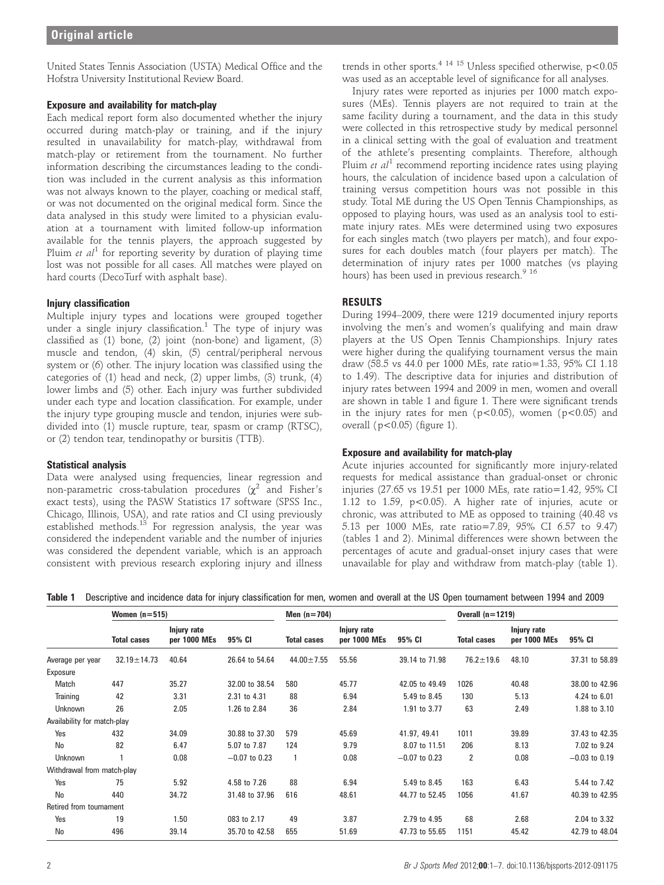United States Tennis Association (USTA) Medical Office and the Hofstra University Institutional Review Board.

### Exposure and availability for match-play

Each medical report form also documented whether the injury occurred during match-play or training, and if the injury resulted in unavailability for match-play, withdrawal from match-play or retirement from the tournament. No further information describing the circumstances leading to the condition was included in the current analysis as this information was not always known to the player, coaching or medical staff, or was not documented on the original medical form. Since the data analysed in this study were limited to a physician evaluation at a tournament with limited follow-up information available for the tennis players, the approach suggested by Pluim *et al*[1] for reporting severity by duration of playing time lost was not possible for all cases. All matches were played on hard courts (DecoTurf with asphalt base).

### Injury classification

Multiple injury types and locations were grouped together under a single injury classification.[1] The type of injury was classified as (1) bone, (2) joint (non-bone) and ligament, (3) muscle and tendon, (4) skin, (5) central/peripheral nervous system or (6) other. The injury location was classified using the categories of (1) head and neck, (2) upper limbs, (3) trunk, (4) lower limbs and (5) other. Each injury was further subdivided under each type and location classification. For example, under the injury type grouping muscle and tendon, injuries were subdivided into (1) muscle rupture, tear, spasm or cramp (RTSC), or (2) tendon tear, tendinopathy or bursitis (TTB).

### Statistical analysis

Data were analysed using frequencies, linear regression and non-parametric cross-tabulation procedures ($\chi^2$ and Fisher's exact tests), using the PASW Statistics 17 software (SPSS Inc., Chicago, Illinois, USA), and rate ratios and CI using previously established methods.[13] For regression analysis, the year was considered the independent variable and the number of injuries was considered the dependent variable, which is an approach consistent with previous research exploring injury and illness trends in other sports.[4,14,15] Unless specified otherwise, $p<0.05$ was used as an acceptable level of significance for all analyses.

Injury rates were reported as injuries per 1000 match exposures (MEs). Tennis players are not required to train at the same facility during a tournament, and the data in this study were collected in this retrospective study by medical personnel in a clinical setting with the goal of evaluation and treatment of the athlete's presenting complaints. Therefore, although Pluim *et al*[1] recommend reporting incidence rates using playing hours, the calculation of incidence based upon a calculation of training versus competition hours was not possible in this study. Total ME during the US Open Tennis Championships, as opposed to playing hours, was used as an analysis tool to estimate injury rates. MEs were determined using two exposures for each singles match (two players per match), and four exposures for each doubles match (four players per match). The determination of injury rates per 1000 matches (vs playing hours) has been used in previous research.[9,16]

## RESULTS

During 1994–2009, there were 1219 documented injury reports involving the men's and women's qualifying and main draw players at the US Open Tennis Championships. Injury rates were higher during the qualifying tournament versus the main draw (58.5 vs 44.0 per 1000 MEs, rate ratio=1.33, 95% CI 1.18 to 1.49). The descriptive data for injuries and distribution of injury rates between 1994 and 2009 in men, women and overall are shown in table 1 and figure 1. There were significant trends in the injury rates for men ($p<0.05$), women ($p<0.05$) and overall ($p<0.05$) (figure 1).

### Exposure and availability for match-play

Acute injuries accounted for significantly more injury-related requests for medical assistance than gradual-onset or chronic injuries (27.65 vs 19.51 per 1000 MEs, rate ratio=1.42, 95% CI 1.12 to 1.59, $p<0.05$). A higher rate of injuries, acute or chronic, was attributed to ME as opposed to training (40.48 vs 5.13 per 1000 MEs, rate ratio=7.89, 95% CI 6.57 to 9.47) (tables 1 and 2). Minimal differences were shown between the percentages of acute and gradual-onset injury cases that were unavailable for play and withdraw from match-play (table 1).

**Table 1** Descriptive and incidence data for injury classification for men, women and overall at the US Open tournament between 1994 and 2009

| | Women (n=515) | | | Men (n=704) | | | Overall (n=1219) | | |
|---|---|---|---|---|---|---|---|---|---|
| | Total cases | Injury rate per 1000 MEs | 95% CI | Total cases | Injury rate per 1000 MEs | 95% CI | Total cases | Injury rate per 1000 MEs | 95% CI |
| Average per year | 32.19±14.73 | 40.64 | 26.64 to 54.64 | 44.00±7.55 | 55.56 | 39.14 to 71.98 | 76.2±19.6 | 48.10 | 37.31 to 58.89 |
| Exposure | | | | | | | | | |
| Match | 447 | 35.27 | 32.00 to 38.54 | 580 | 45.77 | 42.05 to 49.49 | 1026 | 40.48 | 38.00 to 42.96 |
| Training | 42 | 3.31 | 2.31 to 4.31 | 88 | 6.94 | 5.49 to 8.45 | 130 | 5.13 | 4.24 to 6.01 |
| Unknown | 26 | 2.05 | 1.26 to 2.84 | 36 | 2.84 | 1.91 to 3.77 | 63 | 2.49 | 1.88 to 3.10 |
| Availability for match-play | | | | | | | | | |
| Yes | 432 | 34.09 | 30.88 to 37.30 | 579 | 45.69 | 41.97, 49.41 | 1011 | 39.89 | 37.43 to 42.35 |
| No | 82 | 6.47 | 5.07 to 7.87 | 124 | 9.79 | 8.07 to 11.51 | 206 | 8.13 | 7.02 to 9.24 |
| Unknown | 1 | 0.08 | −0.07 to 0.23 | 1 | 0.08 | −0.07 to 0.23 | 2 | 0.08 | −0.03 to 0.19 |
| Withdrawal from match-play | | | | | | | | | |
| Yes | 75 | 5.92 | 4.58 to 7.26 | 88 | 6.94 | 5.49 to 8.45 | 163 | 6.43 | 5.44 to 7.42 |
| No | 440 | 34.72 | 31.48 to 37.96 | 616 | 48.61 | 44.77 to 52.45 | 1056 | 41.67 | 40.39 to 42.95 |
| Retired from tournament | | | | | | | | | |
| Yes | 19 | 1.50 | 083 to 2.17 | 49 | 3.87 | 2.79 to 4.95 | 68 | 2.68 | 2.04 to 3.32 |
| No | 496 | 39.14 | 35.70 to 42.58 | 655 | 51.69 | 47.73 to 55.65 | 1151 | 45.42 | 42.79 to 48.04 |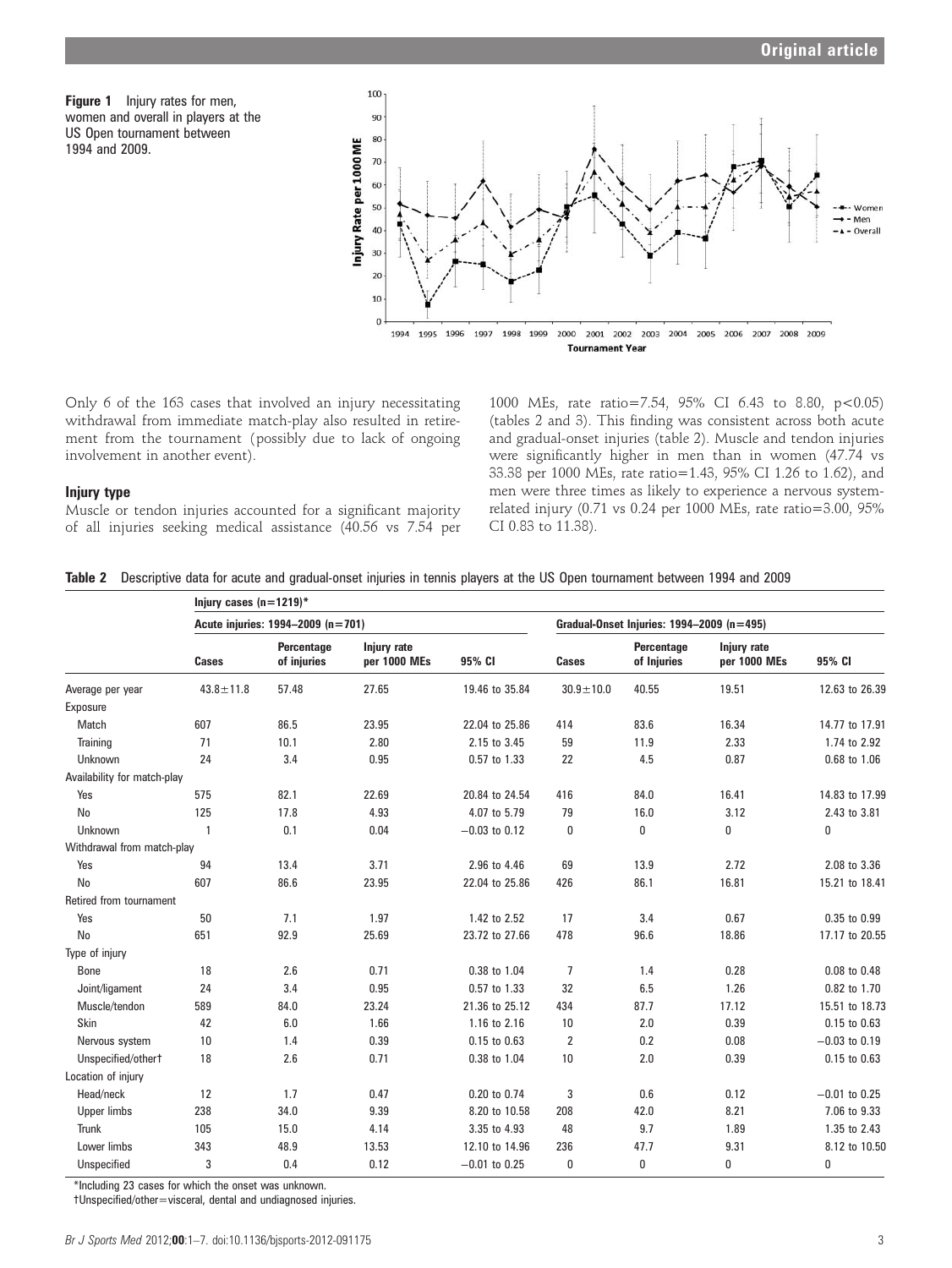**Figure 1** Injury rates for men, women and overall in players at the US Open tournament between 1994 and 2009.

Only 6 of the 163 cases that involved an injury necessitating withdrawal from immediate match-play also resulted in retirement from the tournament (possibly due to lack of ongoing involvement in another event).

### Injury type

Muscle or tendon injuries accounted for a significant majority of all injuries seeking medical assistance (40.56 vs 7.54 per 1000 MEs, rate ratio=7.54, 95% CI 6.43 to 8.80, $p<0.05$) (tables 2 and 3). This finding was consistent across both acute and gradual-onset injuries (table 2). Muscle and tendon injuries were significantly higher in men than in women (47.74 vs 33.38 per 1000 MEs, rate ratio=1.43, 95% CI 1.26 to 1.62), and men were three times as likely to experience a nervous system-related injury (0.71 vs 0.24 per 1000 MEs, rate ratio=3.00, 95% CI 0.83 to 11.38).

**Table 2** Descriptive data for acute and gradual-onset injuries in tennis players at the US Open tournament between 1994 and 2009

| | Injury cases (n=1219)* | | | | | | | |
|---|---|---|---|---|---|---|---|---|
| | Acute injuries: 1994–2009 (n=701) | | | | Gradual-Onset Injuries: 1994–2009 (n=495) | | | |
| | Cases | Percentage of injuries | Injury rate per 1000 MEs | 95% CI | Cases | Percentage of Injuries | Injury rate per 1000 MEs | 95% CI |
| Average per year | 43.8±11.8 | 57.48 | 27.65 | 19.46 to 35.84 | 30.9±10.0 | 40.55 | 19.51 | 12.63 to 26.39 |
| Exposure | | | | | | | | |
| Match | 607 | 86.5 | 23.95 | 22.04 to 25.86 | 414 | 83.6 | 16.34 | 14.77 to 17.91 |
| Training | 71 | 10.1 | 2.80 | 2.15 to 3.45 | 59 | 11.9 | 2.33 | 1.74 to 2.92 |
| Unknown | 24 | 3.4 | 0.95 | 0.57 to 1.33 | 22 | 4.5 | 0.87 | 0.68 to 1.06 |
| Availability for match-play | | | | | | | | |
| Yes | 575 | 82.1 | 22.69 | 20.84 to 24.54 | 416 | 84.0 | 16.41 | 14.83 to 17.99 |
| No | 125 | 17.8 | 4.93 | 4.07 to 5.79 | 79 | 16.0 | 3.12 | 2.43 to 3.81 |
| Unknown | 1 | 0.1 | 0.04 | −0.03 to 0.12 | 0 | 0 | 0 | 0 |
| Withdrawal from match-play | | | | | | | | |
| Yes | 94 | 13.4 | 3.71 | 2.96 to 4.46 | 69 | 13.9 | 2.72 | 2.08 to 3.36 |
| No | 607 | 86.6 | 23.95 | 22.04 to 25.86 | 426 | 86.1 | 16.81 | 15.21 to 18.41 |
| Retired from tournament | | | | | | | | |
| Yes | 50 | 7.1 | 1.97 | 1.42 to 2.52 | 17 | 3.4 | 0.67 | 0.35 to 0.99 |
| No | 651 | 92.9 | 25.69 | 23.72 to 27.66 | 478 | 96.6 | 18.86 | 17.17 to 20.55 |
| Type of injury | | | | | | | | |
| Bone | 18 | 2.6 | 0.71 | 0.38 to 1.04 | 7 | 1.4 | 0.28 | 0.08 to 0.48 |
| Joint/ligament | 24 | 3.4 | 0.95 | 0.57 to 1.33 | 32 | 6.5 | 1.26 | 0.82 to 1.70 |
| Muscle/tendon | 589 | 84.0 | 23.24 | 21.36 to 25.12 | 434 | 87.7 | 17.12 | 15.51 to 18.73 |
| Skin | 42 | 6.0 | 1.66 | 1.16 to 2.16 | 10 | 2.0 | 0.39 | 0.15 to 0.63 |
| Nervous system | 10 | 1.4 | 0.39 | 0.15 to 0.63 | 2 | 0.2 | 0.08 | −0.03 to 0.19 |
| Unspecified/other† | 18 | 2.6 | 0.71 | 0.38 to 1.04 | 10 | 2.0 | 0.39 | 0.15 to 0.63 |
| Location of injury | | | | | | | | |
| Head/neck | 12 | 1.7 | 0.47 | 0.20 to 0.74 | 3 | 0.6 | 0.12 | −0.01 to 0.25 |
| Upper limbs | 238 | 34.0 | 9.39 | 8.20 to 10.58 | 208 | 42.0 | 8.21 | 7.06 to 9.33 |
| Trunk | 105 | 15.0 | 4.14 | 3.35 to 4.93 | 48 | 9.7 | 1.89 | 1.35 to 2.43 |
| Lower limbs | 343 | 48.9 | 13.53 | 12.10 to 14.96 | 236 | 47.7 | 9.31 | 8.12 to 10.50 |
| Unspecified | 3 | 0.4 | 0.12 | −0.01 to 0.25 | 0 | 0 | 0 | 0 |

*Including 23 cases for which the onset was unknown.
†Unspecified/other=visceral, dental and undiagnosed injuries.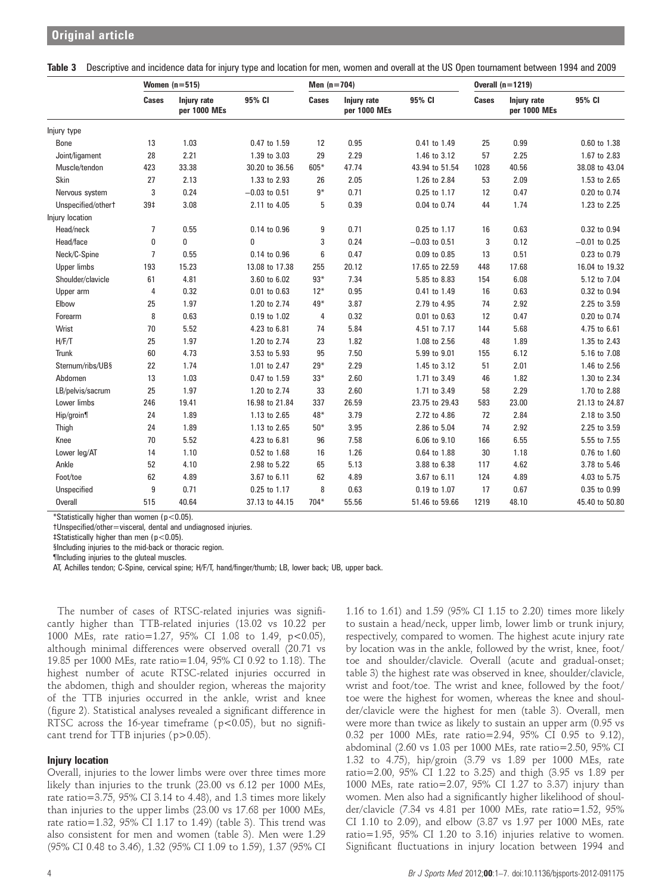**Table 3** Descriptive and incidence data for injury type and location for men, women and overall at the US Open tournament between 1994 and 2009

| | Women (n=515) | | | Men (n=704) | | | Overall (n=1219) | | |
|---|---|---|---|---|---|---|---|---|---|
| | Cases | Injury rate per 1000 MEs | 95% CI | Cases | Injury rate per 1000 MEs | 95% CI | Cases | Injury rate per 1000 MEs | 95% CI |
| Injury type | | | | | | | | | |
| Bone | 13 | 1.03 | 0.47 to 1.59 | 12 | 0.95 | 0.41 to 1.49 | 25 | 0.99 | 0.60 to 1.38 |
| Joint/ligament | 28 | 2.21 | 1.39 to 3.03 | 29 | 2.29 | 1.46 to 3.12 | 57 | 2.25 | 1.67 to 2.83 |
| Muscle/tendon | 423 | 33.38 | 30.20 to 36.56 | 605* | 47.74 | 43.94 to 51.54 | 1028 | 40.56 | 38.08 to 43.04 |
| Skin | 27 | 2.13 | 1.33 to 2.93 | 26 | 2.05 | 1.26 to 2.84 | 53 | 2.09 | 1.53 to 2.65 |
| Nervous system | 3 | 0.24 | −0.03 to 0.51 | 9* | 0.71 | 0.25 to 1.17 | 12 | 0.47 | 0.20 to 0.74 |
| Unspecified/other† | 39‡ | 3.08 | 2.11 to 4.05 | 5 | 0.39 | 0.04 to 0.74 | 44 | 1.74 | 1.23 to 2.25 |
| Injury location | | | | | | | | | |
| Head/neck | 7 | 0.55 | 0.14 to 0.96 | 9 | 0.71 | 0.25 to 1.17 | 16 | 0.63 | 0.32 to 0.94 |
| Head/face | 0 | 0 | 0 | 3 | 0.24 | −0.03 to 0.51 | 3 | 0.12 | −0.01 to 0.25 |
| Neck/C-Spine | 7 | 0.55 | 0.14 to 0.96 | 6 | 0.47 | 0.09 to 0.85 | 13 | 0.51 | 0.23 to 0.79 |
| Upper limbs | 193 | 15.23 | 13.08 to 17.38 | 255 | 20.12 | 17.65 to 22.59 | 448 | 17.68 | 16.04 to 19.32 |
| Shoulder/clavicle | 61 | 4.81 | 3.60 to 6.02 | 93* | 7.34 | 5.85 to 8.83 | 154 | 6.08 | 5.12 to 7.04 |
| Upper arm | 4 | 0.32 | 0.01 to 0.63 | 12* | 0.95 | 0.41 to 1.49 | 16 | 0.63 | 0.32 to 0.94 |
| Elbow | 25 | 1.97 | 1.20 to 2.74 | 49* | 3.87 | 2.79 to 4.95 | 74 | 2.92 | 2.25 to 3.59 |
| Forearm | 8 | 0.63 | 0.19 to 1.02 | 4 | 0.32 | 0.01 to 0.63 | 12 | 0.47 | 0.20 to 0.74 |
| Wrist | 70 | 5.52 | 4.23 to 6.81 | 74 | 5.84 | 4.51 to 7.17 | 144 | 5.68 | 4.75 to 6.61 |
| H/F/T | 25 | 1.97 | 1.20 to 2.74 | 23 | 1.82 | 1.08 to 2.56 | 48 | 1.89 | 1.35 to 2.43 |
| Trunk | 60 | 4.73 | 3.53 to 5.93 | 95 | 7.50 | 5.99 to 9.01 | 155 | 6.12 | 5.16 to 7.08 |
| Sternum/ribs/UB§ | 22 | 1.74 | 1.01 to 2.47 | 29* | 2.29 | 1.45 to 3.12 | 51 | 2.01 | 1.46 to 2.56 |
| Abdomen | 13 | 1.03 | 0.47 to 1.59 | 33* | 2.60 | 1.71 to 3.49 | 46 | 1.82 | 1.30 to 2.34 |
| LB/pelvis/sacrum | 25 | 1.97 | 1.20 to 2.74 | 33 | 2.60 | 1.71 to 3.49 | 58 | 2.29 | 1.70 to 2.88 |
| Lower limbs | 246 | 19.41 | 16.98 to 21.84 | 337 | 26.59 | 23.75 to 29.43 | 583 | 23.00 | 21.13 to 24.87 |
| Hip/groin¶ | 24 | 1.89 | 1.13 to 2.65 | 48* | 3.79 | 2.72 to 4.86 | 72 | 2.84 | 2.18 to 3.50 |
| Thigh | 24 | 1.89 | 1.13 to 2.65 | 50* | 3.95 | 2.86 to 5.04 | 74 | 2.92 | 2.25 to 3.59 |
| Knee | 70 | 5.52 | 4.23 to 6.81 | 96 | 7.58 | 6.06 to 9.10 | 166 | 6.55 | 5.55 to 7.55 |
| Lower leg/AT | 14 | 1.10 | 0.52 to 1.68 | 16 | 1.26 | 0.64 to 1.88 | 30 | 1.18 | 0.76 to 1.60 |
| Ankle | 52 | 4.10 | 2.98 to 5.22 | 65 | 5.13 | 3.88 to 6.38 | 117 | 4.62 | 3.78 to 5.46 |
| Foot/toe | 62 | 4.89 | 3.67 to 6.11 | 62 | 4.89 | 3.67 to 6.11 | 124 | 4.89 | 4.03 to 5.75 |
| Unspecified | 9 | 0.71 | 0.25 to 1.17 | 8 | 0.63 | 0.19 to 1.07 | 17 | 0.67 | 0.35 to 0.99 |
| Overall | 515 | 40.64 | 37.13 to 44.15 | 704* | 55.56 | 51.46 to 59.66 | 1219 | 48.10 | 45.40 to 50.80 |

*Statistically higher than women ($p<0.05$).

†Unspecified/other=visceral, dental and undiagnosed injuries.

‡Statistically higher than men ($p<0.05$).

§Including injuries to the mid-back or thoracic region.

¶Including injuries to the gluteal muscles.

AT, Achilles tendon; C-Spine, cervical spine; H/F/T, hand/finger/thumb; LB, lower back; UB, upper back.

The number of cases of RTSC-related injuries was significantly higher than TTB-related injuries (13.02 vs 10.22 per 1000 MEs, rate ratio=1.27, 95% CI 1.08 to 1.49, $p<0.05$), although minimal differences were observed overall (20.71 vs 19.85 per 1000 MEs, rate ratio=1.04, 95% CI 0.92 to 1.18). The highest number of acute RTSC-related injuries occurred in the abdomen, thigh and shoulder region, whereas the majority of the TTB injuries occurred in the ankle, wrist and knee (figure 2). Statistical analyses revealed a significant difference in RTSC across the 16-year timeframe ($p<0.05$), but no significant trend for TTB injuries ($p>0.05$).

### Injury location

Overall, injuries to the lower limbs were over three times more likely than injuries to the trunk (23.00 vs 6.12 per 1000 MEs, rate ratio=3.75, 95% CI 3.14 to 4.48), and 1.3 times more likely than injuries to the upper limbs (23.00 vs 17.68 per 1000 MEs, rate ratio=1.32, 95% CI 1.17 to 1.49) (table 3). This trend was also consistent for men and women (table 3). Men were 1.29 (95% CI 0.48 to 3.46), 1.32 (95% CI 1.09 to 1.59), 1.37 (95% CI 1.16 to 1.61) and 1.59 (95% CI 1.15 to 2.20) times more likely to sustain a head/neck, upper limb, lower limb or trunk injury, respectively, compared to women. The highest acute injury rate by location was in the ankle, followed by the wrist, knee, foot/toe and shoulder/clavicle. Overall (acute and gradual-onset; table 3) the highest rate was observed in knee, shoulder/clavicle, wrist and foot/toe. The wrist and knee, followed by the foot/toe were the highest for women, whereas the knee and shoulder/clavicle were the highest for men (table 3). Overall, men were more than twice as likely to sustain an upper arm (0.95 vs 0.32 per 1000 MEs, rate ratio=2.94, 95% CI 0.95 to 9.12), abdominal (2.60 vs 1.03 per 1000 MEs, rate ratio=2.50, 95% CI 1.32 to 4.75), hip/groin (3.79 vs 1.89 per 1000 MEs, rate ratio=2.00, 95% CI 1.22 to 3.25) and thigh (3.95 vs 1.89 per 1000 MEs, rate ratio=2.07, 95% CI 1.27 to 3.37) injury than women. Men also had a significantly higher likelihood of shoulder/clavicle (7.34 vs 4.81 per 1000 MEs, rate ratio=1.52, 95% CI 1.10 to 2.09), and elbow (3.87 vs 1.97 per 1000 MEs, rate ratio=1.95, 95% CI 1.20 to 3.16) injuries relative to women. Significant fluctuations in injury location between 1994 and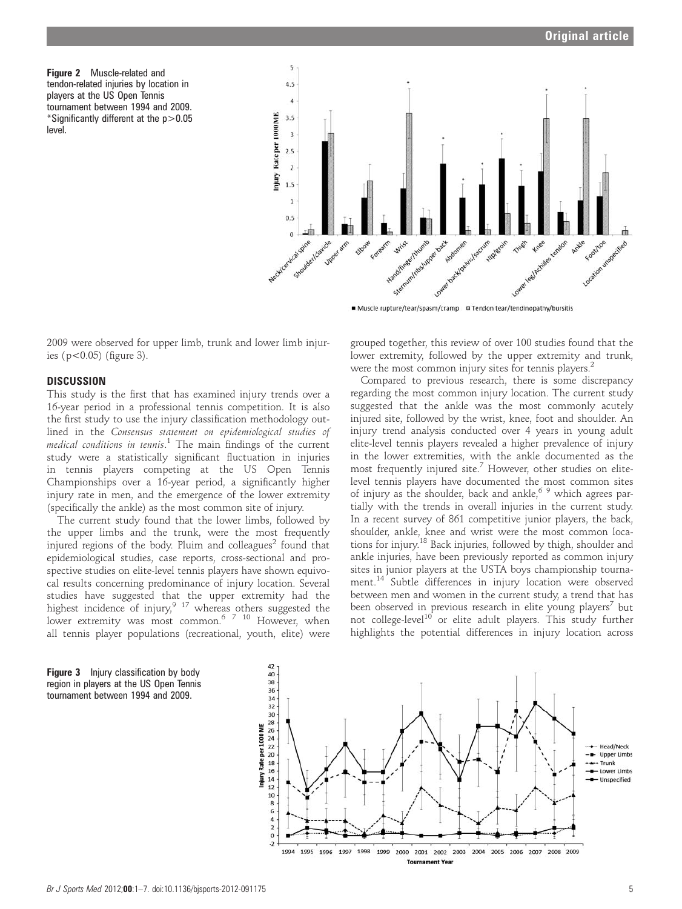**Figure 2** Muscle-related and tendon-related injuries by location in players at the US Open Tennis tournament between 1994 and 2009. *Significantly different at the $p>0.05$ level.

**Figure 3** Injury classification by body region in players at the US Open Tennis tournament between 1994 and 2009.

2009 were observed for upper limb, trunk and lower limb injuries ($p<0.05$) (figure 3).

## DISCUSSION

This study is the first that has examined injury trends over a 16-year period in a professional tennis competition. It is also the first study to use the injury classification methodology outlined in the *Consensus statement on epidemiological studies of medical conditions in tennis*.[1] The main findings of the current study were a statistically significant fluctuation in injuries in tennis players competing at the US Open Tennis Championships over a 16-year period, a significantly higher injury rate in men, and the emergence of the lower extremity (specifically the ankle) as the most common site of injury.

The current study found that the lower limbs, followed by the upper limbs and the trunk, were the most frequently injured regions of the body. Pluim and colleagues[2] found that epidemiological studies, case reports, cross-sectional and prospective studies on elite-level tennis players have shown equivocal results concerning predominance of injury location. Several studies have suggested that the upper extremity had the highest incidence of injury,[9 17] whereas others suggested the lower extremity was most common.[6 7 10] However, when all tennis player populations (recreational, youth, elite) were grouped together, this review of over 100 studies found that the lower extremity, followed by the upper extremity and trunk, were the most common injury sites for tennis players.[2]

Compared to previous research, there is some discrepancy regarding the most common injury location. The current study suggested that the ankle was the most commonly acutely injured site, followed by the wrist, knee, foot and shoulder. An injury trend analysis conducted over 4 years in young adult elite-level tennis players revealed a higher prevalence of injury in the lower extremities, with the ankle documented as the most frequently injured site.[7] However, other studies on elite-level tennis players have documented the most common sites of injury as the shoulder, back and ankle,[6 9] which agrees partially with the trends in overall injuries in the current study. In a recent survey of 861 competitive junior players, the back, shoulder, ankle, knee and wrist were the most common locations for injury.[18] Back injuries, followed by thigh, shoulder and ankle injuries, have been previously reported as common injury sites in junior players at the USTA boys championship tournament.[14] Subtle differences in injury location were observed between men and women in the current study, a trend that has been observed in previous research in elite young players[7] but not college-level[10] or elite adult players. This study further highlights the potential differences in injury location across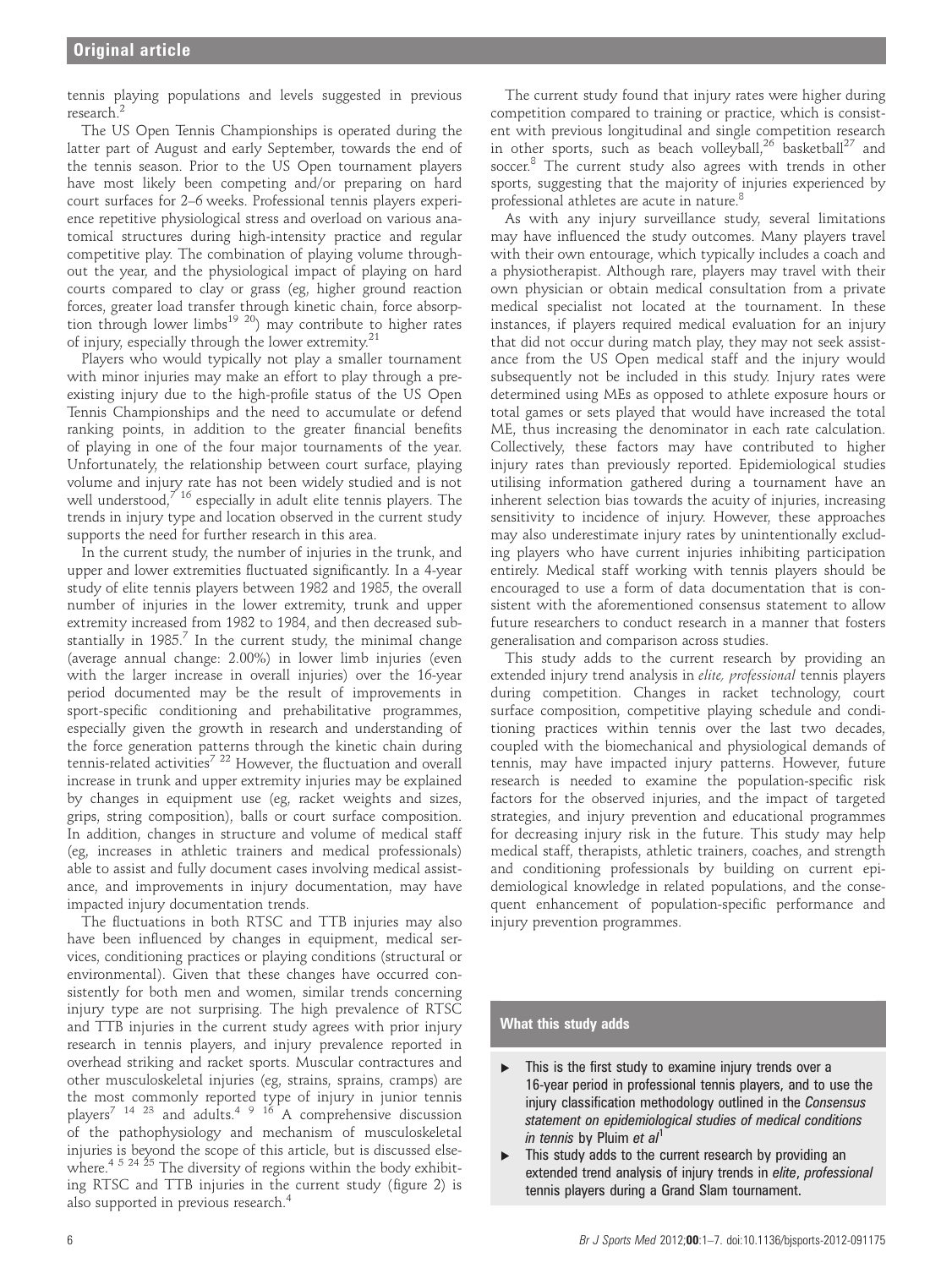tennis playing populations and levels suggested in previous research.[2]

The US Open Tennis Championships is operated during the latter part of August and early September, towards the end of the tennis season. Prior to the US Open tournament players have most likely been competing and/or preparing on hard court surfaces for 2–6 weeks. Professional tennis players experience repetitive physiological stress and overload on various anatomical structures during high-intensity practice and regular competitive play. The combination of playing volume throughout the year, and the physiological impact of playing on hard courts compared to clay or grass (eg, higher ground reaction forces, greater load transfer through kinetic chain, force absorption through lower limbs[19 20]) may contribute to higher rates of injury, especially through the lower extremity.[21]

Players who would typically not play a smaller tournament with minor injuries may make an effort to play through a preexisting injury due to the high-profile status of the US Open Tennis Championships and the need to accumulate or defend ranking points, in addition to the greater financial benefits of playing in one of the four major tournaments of the year. Unfortunately, the relationship between court surface, playing volume and injury rate has not been widely studied and is not well understood,[7 16] especially in adult elite tennis players. The trends in injury type and location observed in the current study supports the need for further research in this area.

In the current study, the number of injuries in the trunk, and upper and lower extremities fluctuated significantly. In a 4-year study of elite tennis players between 1982 and 1985, the overall number of injuries in the lower extremity, trunk and upper extremity increased from 1982 to 1984, and then decreased substantially in 1985.[7] In the current study, the minimal change (average annual change: 2.00%) in lower limb injuries (even with the larger increase in overall injuries) over the 16-year period documented may be the result of improvements in sport-specific conditioning and prehabilitative programmes, especially given the growth in research and understanding of the force generation patterns through the kinetic chain during tennis-related activities[7 22] However, the fluctuation and overall increase in trunk and upper extremity injuries may be explained by changes in equipment use (eg, racket weights and sizes, grips, string composition), balls or court surface composition. In addition, changes in structure and volume of medical staff (eg, increases in athletic trainers and medical professionals) able to assist and fully document cases involving medical assistance, and improvements in injury documentation, may have impacted injury documentation trends.

The fluctuations in both RTSC and TTB injuries may also have been influenced by changes in equipment, medical services, conditioning practices or playing conditions (structural or environmental). Given that these changes have occurred consistently for both men and women, similar trends concerning injury type are not surprising. The high prevalence of RTSC and TTB injuries in the current study agrees with prior injury research in tennis players, and injury prevalence reported in overhead striking and racket sports. Muscular contractures and other musculoskeletal injuries (eg, strains, sprains, cramps) are the most commonly reported type of injury in junior tennis players[7 14 23] and adults.[4 9 16] A comprehensive discussion of the pathophysiology and mechanism of musculoskeletal injuries is beyond the scope of this article, but is discussed elsewhere.[4 5 24 25] The diversity of regions within the body exhibiting RTSC and TTB injuries in the current study (figure 2) is also supported in previous research.[4]

The current study found that injury rates were higher during competition compared to training or practice, which is consistent with previous longitudinal and single competition research in other sports, such as beach volleyball,[26] basketball[27] and soccer.[8] The current study also agrees with trends in other sports, suggesting that the majority of injuries experienced by professional athletes are acute in nature.[8]

As with any injury surveillance study, several limitations may have influenced the study outcomes. Many players travel with their own entourage, which typically includes a coach and a physiotherapist. Although rare, players may travel with their own physician or obtain medical consultation from a private medical specialist not located at the tournament. In these instances, if players required medical evaluation for an injury that did not occur during match play, they may not seek assistance from the US Open medical staff and the injury would subsequently not be included in this study. Injury rates were determined using MEs as opposed to athlete exposure hours or total games or sets played that would have increased the total ME, thus increasing the denominator in each rate calculation. Collectively, these factors may have contributed to higher injury rates than previously reported. Epidemiological studies utilising information gathered during a tournament have an inherent selection bias towards the acuity of injuries, increasing sensitivity to incidence of injury. However, these approaches may also underestimate injury rates by unintentionally excluding players who have current injuries inhibiting participation entirely. Medical staff working with tennis players should be encouraged to use a form of data documentation that is consistent with the aforementioned consensus statement to allow future researchers to conduct research in a manner that fosters generalisation and comparison across studies.

This study adds to the current research by providing an extended injury trend analysis in *elite, professional* tennis players during competition. Changes in racket technology, court surface composition, competitive playing schedule and conditioning practices within tennis over the last two decades, coupled with the biomechanical and physiological demands of tennis, may have impacted injury patterns. However, future research is needed to examine the population-specific risk factors for the observed injuries, and the impact of targeted strategies, and injury prevention and educational programmes for decreasing injury risk in the future. This study may help medical staff, therapists, athletic trainers, coaches, and strength and conditioning professionals by building on current epidemiological knowledge in related populations, and the consequent enhancement of population-specific performance and injury prevention programmes.

### What this study adds

- This is the first study to examine injury trends over a 16-year period in professional tennis players, and to use the injury classification methodology outlined in the *Consensus statement on epidemiological studies of medical conditions in tennis* by Pluim *et al*[1]
- This study adds to the current research by providing an extended trend analysis of injury trends in *elite*, *professional* tennis players during a Grand Slam tournament.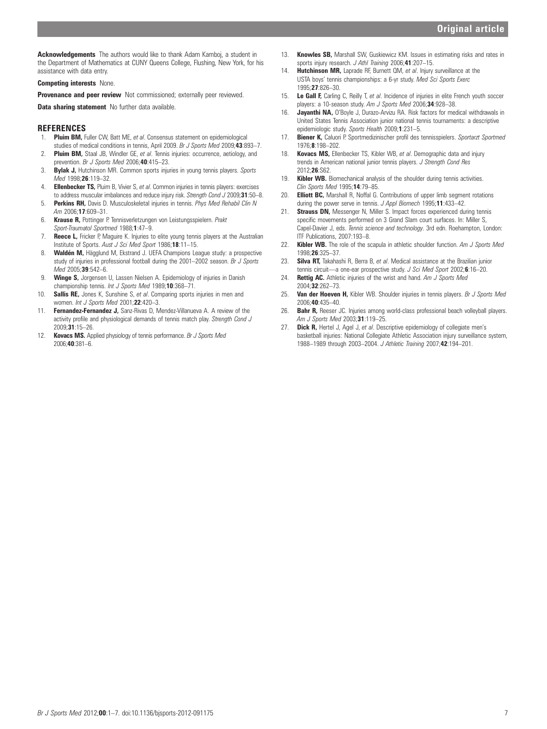**Acknowledgements** The authors would like to thank Adam Kamboj, a student in the Department of Mathematics at CUNY Queens College, Flushing, New York, for his assistance with data entry.

**Competing interests** None.

**Provenance and peer review** Not commissioned; externally peer reviewed.

**Data sharing statement** No further data available.

## REFERENCES

1. **Pluim BM,** Fuller CW, Batt ME, *et al*. Consensus statement on epidemiological studies of medical conditions in tennis, April 2009. *Br J Sports Med* 2009;**43**:893–7.
2. **Pluim BM,** Staal JB, Windler GE, *et al*. Tennis injuries: occurrence, aetiology, and prevention. *Br J Sports Med* 2006;**40**:415–23.
3. **Bylak J,** Hutchinson MR. Common sports injuries in young tennis players. *Sports Med* 1998;**26**:119–32.
4. **Ellenbecker TS,** Pluim B, Vivier S, *et al*. Common injuries in tennis players: exercises to address muscular imbalances and reduce injury risk. *Strength Cond J* 2009;**31**:50–8.
5. **Perkins RH,** Davis D. Musculoskeletal injuries in tennis. *Phys Med Rehabil Clin N Am* 2006;**17**:609–31.
6. **Krause R,** Pottinger P. Tennisverletzungen von Leistungsspielern. *Prakt Sport-Traumatol Sportmed* 1988;**1**:47–9.
7. **Reece L,** Fricker P, Maguire K. Injuries to elite young tennis players at the Australian Institute of Sports. *Aust J Sci Med Sport* 1986;**18**:11–15.
8. **Waldén M,** Hägglund M, Ekstrand J. UEFA Champions League study: a prospective study of injuries in professional football during the 2001–2002 season. *Br J Sports Med* 2005;**39**:542–6.
9. **Winge S,** Jorgensen U, Lassen Nielsen A. Epidemiology of injuries in Danish championship tennis. *Int J Sports Med* 1989;**10**:368–71.
10. **Sallis RE,** Jones K, Sunshine S, *et al*. Comparing sports injuries in men and women. *Int J Sports Med* 2001;**22**:420–3.
11. **Fernandez-Fernandez J,** Sanz-Rivas D, Mendez-Villanueva A. A review of the activity profile and physiological demands of tennis match play. *Strength Cond J* 2009;**31**:15–26.
12. **Kovacs MS.** Applied physiology of tennis performance. *Br J Sports Med* 2006;**40**:381–6.
13. **Knowles SB,** Marshall SW, Guskiewicz KM. Issues in estimating risks and rates in sports injury research. *J Athl Training* 2006;**41**:207–15.
14. **Hutchinson MR,** Laprade RF, Burnett QM, *et al*. Injury surveillance at the USTA boys' tennis championships: a 6-yr study. *Med Sci Sports Exerc* 1995;**27**:826–30.
15. **Le Gall F,** Carling C, Reilly T, *et al*. Incidence of injuries in elite French youth soccer players: a 10-season study. *Am J Sports Med* 2006;**34**:928–38.
16. **Jayanthi NA,** O'Boyle J, Durazo-Arvizu RA. Risk factors for medical withdrawals in United States Tennis Association junior national tennis tournaments: a descriptive epidemiologic study. *Sports Health* 2009;**1**:231–5.
17. **Biener K,** Caluori P. Sportmedizinischer profil des tennisspielers. *Sportarzt Sportmed* 1976;**8**:198–202.
18. **Kovacs MS,** Ellenbecker TS, Kibler WB, *et al*. Demographic data and injury trends in American national junior tennis players. *J Strength Cond Res* 2012;**26**:S62.
19. **Kibler WB.** Biomechanical analysis of the shoulder during tennis activities. *Clin Sports Med* 1995;**14**:79–85.
20. **Elliott BC,** Marshall R, Noffal G. Contributions of upper limb segment rotations during the power serve in tennis. *J Appl Biomech* 1995;**11**:433–42.
21. **Strauss DN,** Messenger N, Miller S. Impact forces experienced during tennis specific movements performed on 3 Grand Slam court surfaces. In: Miller S, Capel-Davier J, eds. *Tennis science and technology*. 3rd edn. Roehampton, London: ITF Publications, 2007:193–8.
22. **Kibler WB.** The role of the scapula in athletic shoulder function. *Am J Sports Med* 1998;**26**:325–37.
23. **Silva RT,** Takahashi R, Berra B, *et al*. Medical assistance at the Brazilian junior tennis circuit—a one-ear prospective study. *J Sci Med Sport* 2002;**6**:16–20.
24. **Rettig AC.** Athletic injuries of the wrist and hand. *Am J Sports Med* 2004;**32**:262–73.
25. **Van der Hoeven H,** Kibler WB. Shoulder injuries in tennis players. *Br J Sports Med* 2006;**40**:435–40.
26. **Bahr R,** Reeser JC. Injuries among world-class professional beach volleyball players. *Am J Sports Med* 2003;**31**:119–25.
27. **Dick R,** Hertel J, Agel J, *et al*. Descriptive epidemiology of collegiate men's basketball injuries: National Collegiate Athletic Association injury surveillance system, 1988–1989 through 2003–2004. *J Athletic Training* 2007;**42**:194–201.